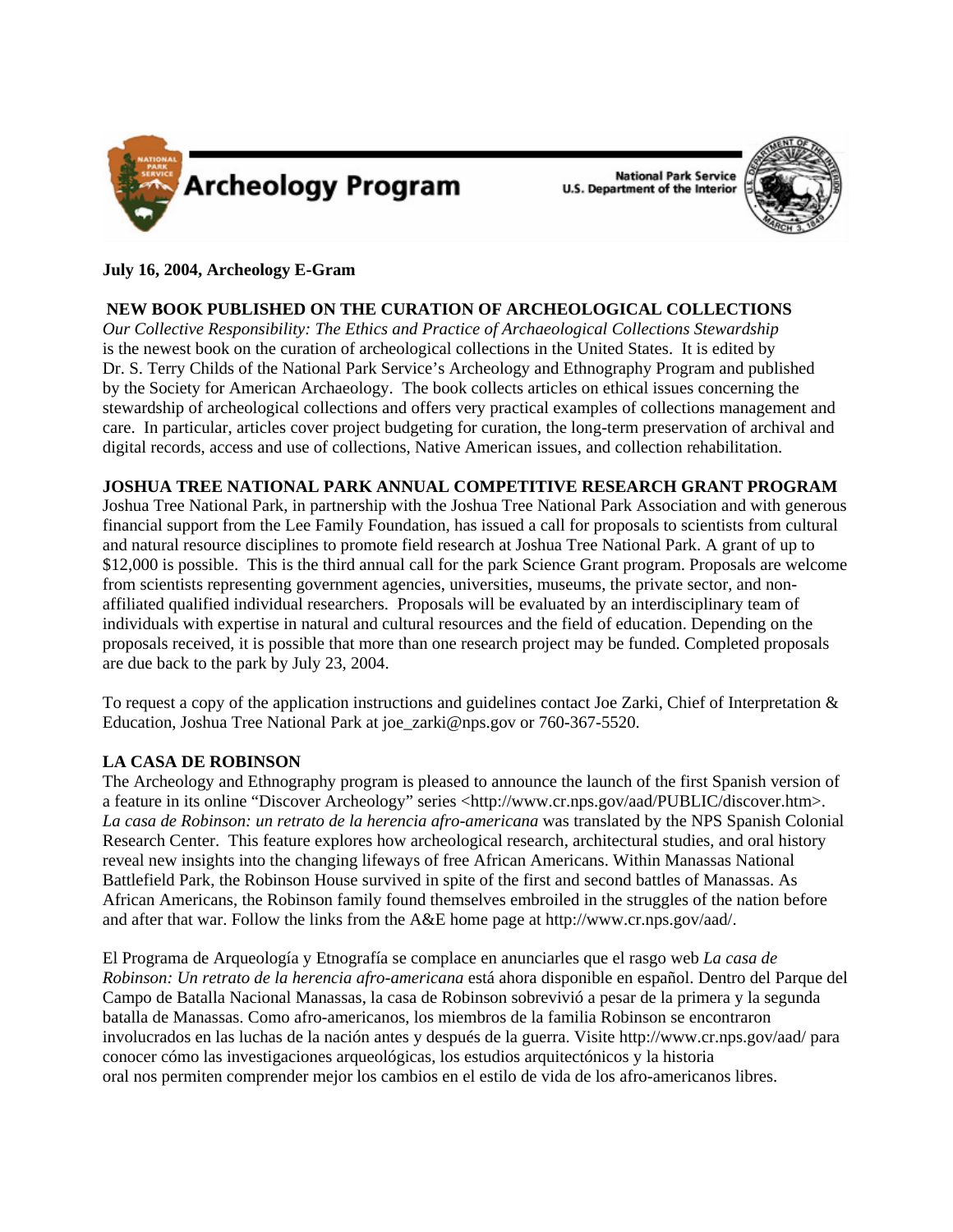Archeology Program

National Park Service
U.S. Department of the Interior

**July 16, 2004, Archeology E-Gram**

**NEW BOOK PUBLISHED ON THE CURATION OF ARCHEOLOGICAL COLLECTIONS**

*Our Collective Responsibility: The Ethics and Practice of Archaeological Collections Stewardship* is the newest book on the curation of archeological collections in the United States. It is edited by Dr. S. Terry Childs of the National Park Service's Archeology and Ethnography Program and published by the Society for American Archaeology. The book collects articles on ethical issues concerning the stewardship of archeological collections and offers very practical examples of collections management and care. In particular, articles cover project budgeting for curation, the long-term preservation of archival and digital records, access and use of collections, Native American issues, and collection rehabilitation.

**JOSHUA TREE NATIONAL PARK ANNUAL COMPETITIVE RESEARCH GRANT PROGRAM**

Joshua Tree National Park, in partnership with the Joshua Tree National Park Association and with generous financial support from the Lee Family Foundation, has issued a call for proposals to scientists from cultural and natural resource disciplines to promote field research at Joshua Tree National Park. A grant of up to $12,000 is possible. This is the third annual call for the park Science Grant program. Proposals are welcome from scientists representing government agencies, universities, museums, the private sector, and non-affiliated qualified individual researchers. Proposals will be evaluated by an interdisciplinary team of individuals with expertise in natural and cultural resources and the field of education. Depending on the proposals received, it is possible that more than one research project may be funded. Completed proposals are due back to the park by July 23, 2004.

To request a copy of the application instructions and guidelines contact Joe Zarki, Chief of Interpretation & Education, Joshua Tree National Park at joe_zarki@nps.gov or 760-367-5520.

**LA CASA DE ROBINSON**

The Archeology and Ethnography program is pleased to announce the launch of the first Spanish version of a feature in its online "Discover Archeology" series <http://www.cr.nps.gov/aad/PUBLIC/discover.htm>. *La casa de Robinson: un retrato de la herencia afro-americana* was translated by the NPS Spanish Colonial Research Center. This feature explores how archeological research, architectural studies, and oral history reveal new insights into the changing lifeways of free African Americans. Within Manassas National Battlefield Park, the Robinson House survived in spite of the first and second battles of Manassas. As African Americans, the Robinson family found themselves embroiled in the struggles of the nation before and after that war. Follow the links from the A&E home page at http://www.cr.nps.gov/aad/.

El Programa de Arqueología y Etnografía se complace en anunciarles que el rasgo web *La casa de Robinson: Un retrato de la herencia afro-americana* está ahora disponible en español. Dentro del Parque del Campo de Batalla Nacional Manassas, la casa de Robinson sobrevivió a pesar de la primera y la segunda batalla de Manassas. Como afro-americanos, los miembros de la familia Robinson se encontraron involucrados en las luchas de la nación antes y después de la guerra. Visite http://www.cr.nps.gov/aad/ para conocer cómo las investigaciones arqueológicas, los estudios arquitectónicos y la historia oral nos permiten comprender mejor los cambios en el estilo de vida de los afro-americanos libres.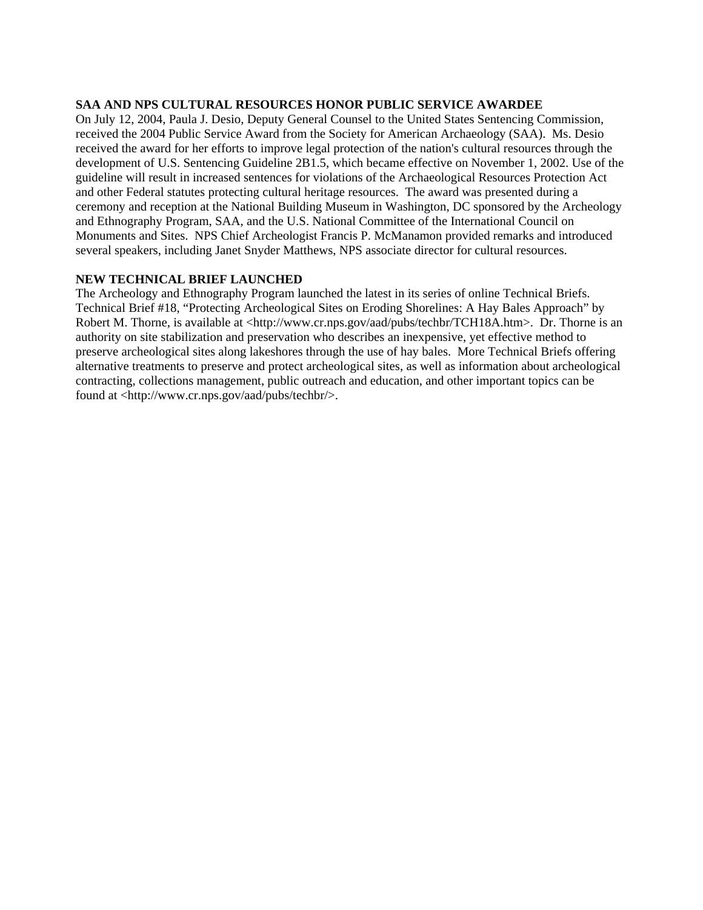**SAA AND NPS CULTURAL RESOURCES HONOR PUBLIC SERVICE AWARDEE**

On July 12, 2004, Paula J. Desio, Deputy General Counsel to the United States Sentencing Commission, received the 2004 Public Service Award from the Society for American Archaeology (SAA). Ms. Desio received the award for her efforts to improve legal protection of the nation's cultural resources through the development of U.S. Sentencing Guideline 2B1.5, which became effective on November 1, 2002. Use of the guideline will result in increased sentences for violations of the Archaeological Resources Protection Act and other Federal statutes protecting cultural heritage resources. The award was presented during a ceremony and reception at the National Building Museum in Washington, DC sponsored by the Archeology and Ethnography Program, SAA, and the U.S. National Committee of the International Council on Monuments and Sites. NPS Chief Archeologist Francis P. McManamon provided remarks and introduced several speakers, including Janet Snyder Matthews, NPS associate director for cultural resources.

**NEW TECHNICAL BRIEF LAUNCHED**

The Archeology and Ethnography Program launched the latest in its series of online Technical Briefs. Technical Brief #18, "Protecting Archeological Sites on Eroding Shorelines: A Hay Bales Approach" by Robert M. Thorne, is available at <http://www.cr.nps.gov/aad/pubs/techbr/TCH18A.htm>. Dr. Thorne is an authority on site stabilization and preservation who describes an inexpensive, yet effective method to preserve archeological sites along lakeshores through the use of hay bales. More Technical Briefs offering alternative treatments to preserve and protect archeological sites, as well as information about archeological contracting, collections management, public outreach and education, and other important topics can be found at <http://www.cr.nps.gov/aad/pubs/techbr/>.